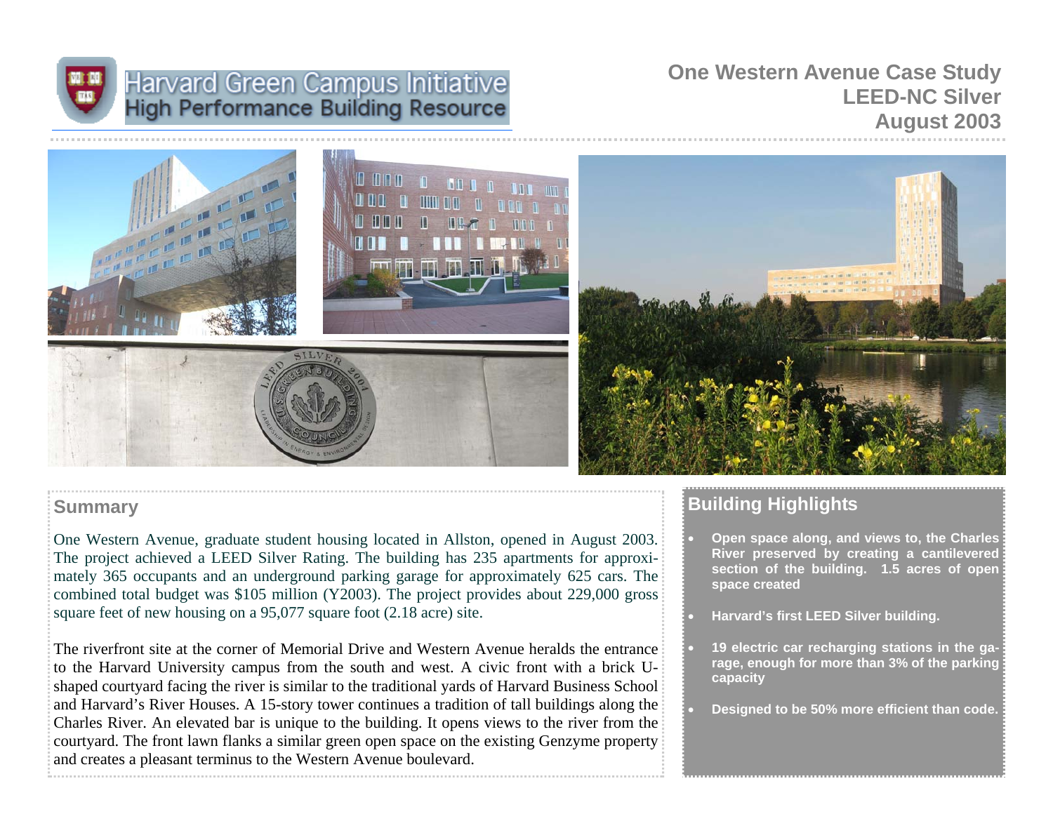Harvard Green Campus Initiative
High Performance Building Resource

# One Western Avenue Case Study
## LEED-NC Silver
## August 2003

## Summary

One Western Avenue, graduate student housing located in Allston, opened in August 2003. The project achieved a LEED Silver Rating. The building has 235 apartments for approximately 365 occupants and an underground parking garage for approximately 625 cars. The combined total budget was $105 million (Y2003). The project provides about 229,000 gross square feet of new housing on a 95,077 square foot (2.18 acre) site.

The riverfront site at the corner of Memorial Drive and Western Avenue heralds the entrance to the Harvard University campus from the south and west. A civic front with a brick U-shaped courtyard facing the river is similar to the traditional yards of Harvard Business School and Harvard's River Houses. A 15-story tower continues a tradition of tall buildings along the Charles River. An elevated bar is unique to the building. It opens views to the river from the courtyard. The front lawn flanks a similar green open space on the existing Genzyme property and creates a pleasant terminus to the Western Avenue boulevard.

## Building Highlights

- **Open space along, and views to, the Charles River preserved by creating a cantilevered section of the building. 1.5 acres of open space created**
- **Harvard's first LEED Silver building.**
- **19 electric car recharging stations in the garage, enough for more than 3% of the parking capacity**
- **Designed to be 50% more efficient than code.**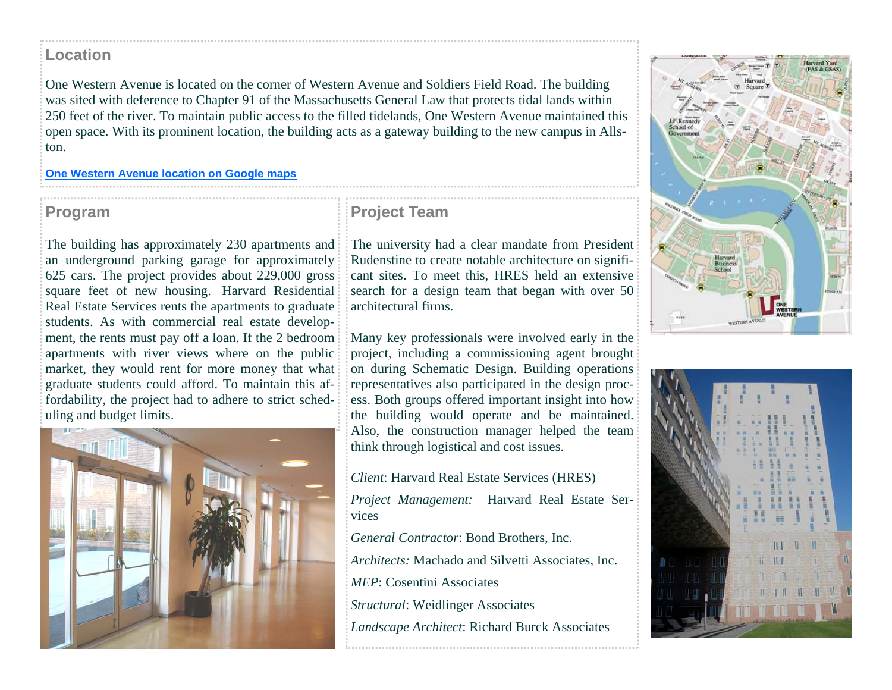## Location

One Western Avenue is located on the corner of Western Avenue and Soldiers Field Road. The building was sited with deference to Chapter 91 of the Massachusetts General Law that protects tidal lands within 250 feet of the river. To maintain public access to the filled tidelands, One Western Avenue maintained this open space. With its prominent location, the building acts as a gateway building to the new campus in Allston.

**One Western Avenue location on Google maps**

## Program

The building has approximately 230 apartments and an underground parking garage for approximately 625 cars. The project provides about 229,000 gross square feet of new housing. Harvard Residential Real Estate Services rents the apartments to graduate students. As with commercial real estate development, the rents must pay off a loan. If the 2 bedroom apartments with river views where on the public market, they would rent for more money that what graduate students could afford. To maintain this affordability, the project had to adhere to strict scheduling and budget limits.

## Project Team

The university had a clear mandate from President Rudenstine to create notable architecture on significant sites. To meet this, HRES held an extensive search for a design team that began with over 50 architectural firms.

Many key professionals were involved early in the project, including a commissioning agent brought on during Schematic Design. Building operations representatives also participated in the design process. Both groups offered important insight into how the building would operate and be maintained. Also, the construction manager helped the team think through logistical and cost issues.

*Client*: Harvard Real Estate Services (HRES)

*Project Management:* Harvard Real Estate Services

*General Contractor*: Bond Brothers, Inc.

*Architects:* Machado and Silvetti Associates, Inc.

*MEP*: Cosentini Associates

*Structural*: Weidlinger Associates

*Landscape Architect*: Richard Burck Associates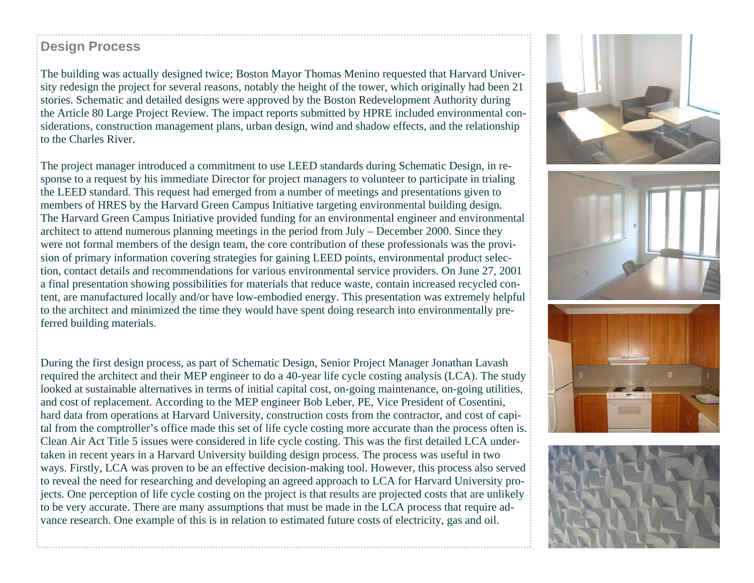## Design Process

The building was actually designed twice; Boston Mayor Thomas Menino requested that Harvard University redesign the project for several reasons, notably the height of the tower, which originally had been 21 stories. Schematic and detailed designs were approved by the Boston Redevelopment Authority during the Article 80 Large Project Review. The impact reports submitted by HPRE included environmental considerations, construction management plans, urban design, wind and shadow effects, and the relationship to the Charles River.

The project manager introduced a commitment to use LEED standards during Schematic Design, in response to a request by his immediate Director for project managers to volunteer to participate in trialing the LEED standard. This request had emerged from a number of meetings and presentations given to members of HRES by the Harvard Green Campus Initiative targeting environmental building design. The Harvard Green Campus Initiative provided funding for an environmental engineer and environmental architect to attend numerous planning meetings in the period from July – December 2000. Since they were not formal members of the design team, the core contribution of these professionals was the provision of primary information covering strategies for gaining LEED points, environmental product selection, contact details and recommendations for various environmental service providers. On June 27, 2001 a final presentation showing possibilities for materials that reduce waste, contain increased recycled content, are manufactured locally and/or have low-embodied energy. This presentation was extremely helpful to the architect and minimized the time they would have spent doing research into environmentally preferred building materials.

During the first design process, as part of Schematic Design, Senior Project Manager Jonathan Lavash required the architect and their MEP engineer to do a 40-year life cycle costing analysis (LCA). The study looked at sustainable alternatives in terms of initial capital cost, on-going maintenance, on-going utilities, and cost of replacement. According to the MEP engineer Bob Leber, PE, Vice President of Cosentini, hard data from operations at Harvard University, construction costs from the contractor, and cost of capital from the comptroller's office made this set of life cycle costing more accurate than the process often is. Clean Air Act Title 5 issues were considered in life cycle costing. This was the first detailed LCA undertaken in recent years in a Harvard University building design process. The process was useful in two ways. Firstly, LCA was proven to be an effective decision-making tool. However, this process also served to reveal the need for researching and developing an agreed approach to LCA for Harvard University projects. One perception of life cycle costing on the project is that results are projected costs that are unlikely to be very accurate. There are many assumptions that must be made in the LCA process that require advance research. One example of this is in relation to estimated future costs of electricity, gas and oil.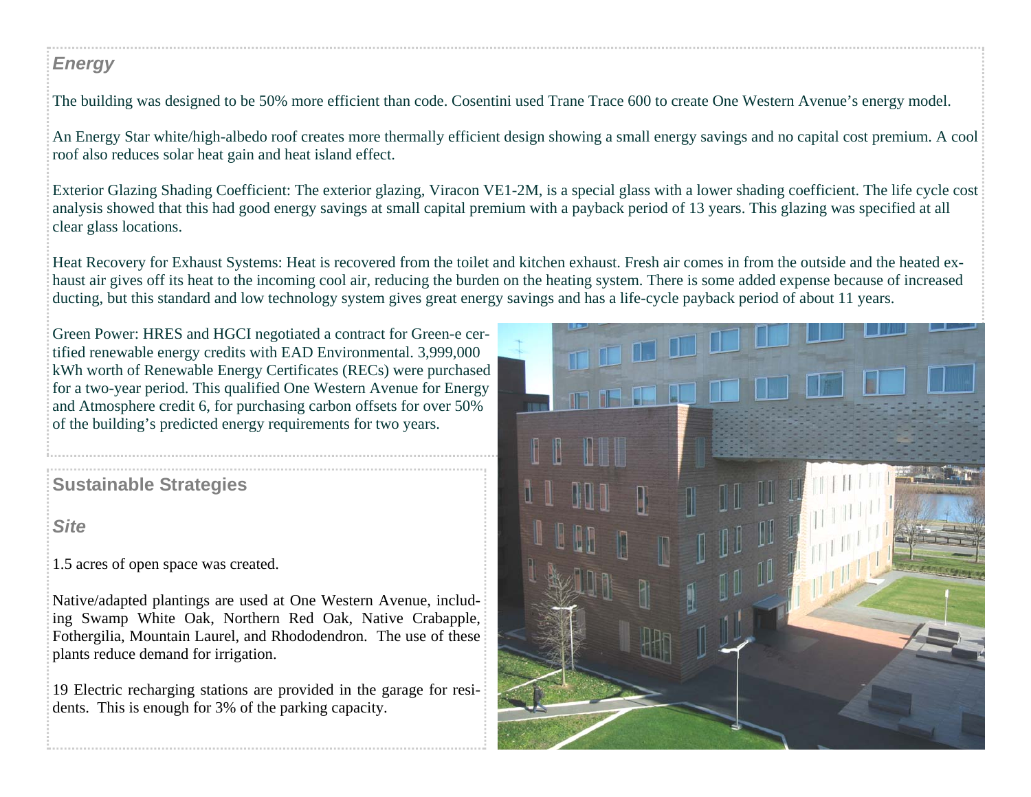### *Energy*

The building was designed to be 50% more efficient than code. Cosentini used Trane Trace 600 to create One Western Avenue's energy model.

An Energy Star white/high-albedo roof creates more thermally efficient design showing a small energy savings and no capital cost premium. A cool roof also reduces solar heat gain and heat island effect.

Exterior Glazing Shading Coefficient: The exterior glazing, Viracon VE1-2M, is a special glass with a lower shading coefficient. The life cycle cost analysis showed that this had good energy savings at small capital premium with a payback period of 13 years. This glazing was specified at all clear glass locations.

Heat Recovery for Exhaust Systems: Heat is recovered from the toilet and kitchen exhaust. Fresh air comes in from the outside and the heated exhaust air gives off its heat to the incoming cool air, reducing the burden on the heating system. There is some added expense because of increased ducting, but this standard and low technology system gives great energy savings and has a life-cycle payback period of about 11 years.

Green Power: HRES and HGCI negotiated a contract for Green-e certified renewable energy credits with EAD Environmental. 3,999,000 kWh worth of Renewable Energy Certificates (RECs) were purchased for a two-year period. This qualified One Western Avenue for Energy and Atmosphere credit 6, for purchasing carbon offsets for over 50% of the building's predicted energy requirements for two years.

## Sustainable Strategies

### *Site*

1.5 acres of open space was created.

Native/adapted plantings are used at One Western Avenue, including Swamp White Oak, Northern Red Oak, Native Crabapple, Fothergilia, Mountain Laurel, and Rhododendron. The use of these plants reduce demand for irrigation.

19 Electric recharging stations are provided in the garage for residents. This is enough for 3% of the parking capacity.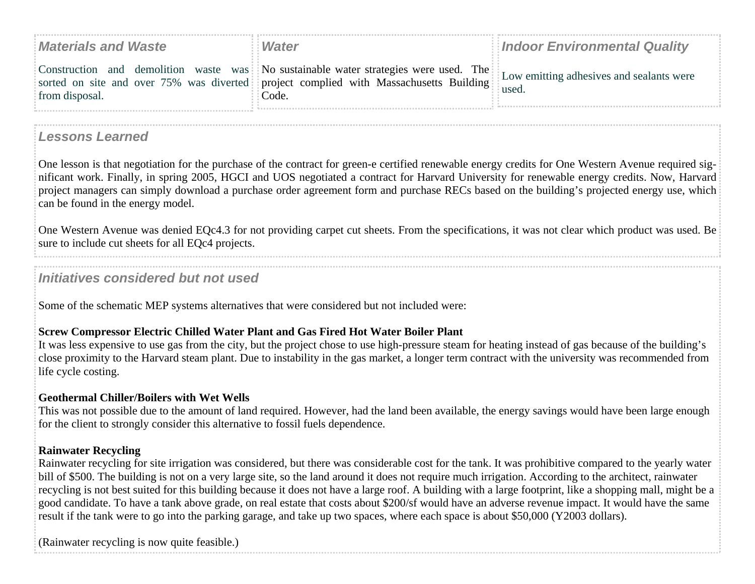## Materials and Waste

Construction and demolition waste was sorted on site and over 75% was diverted from disposal.

## Water

No sustainable water strategies were used. The project complied with Massachusetts Building Code.

## Indoor Environmental Quality

Low emitting adhesives and sealants were used.

## Lessons Learned

One lesson is that negotiation for the purchase of the contract for green-e certified renewable energy credits for One Western Avenue required significant work. Finally, in spring 2005, HGCI and UOS negotiated a contract for Harvard University for renewable energy credits. Now, Harvard project managers can simply download a purchase order agreement form and purchase RECs based on the building's projected energy use, which can be found in the energy model.

One Western Avenue was denied EQc4.3 for not providing carpet cut sheets. From the specifications, it was not clear which product was used. Be sure to include cut sheets for all EQc4 projects.

## Initiatives considered but not used

Some of the schematic MEP systems alternatives that were considered but not included were:

**Screw Compressor Electric Chilled Water Plant and Gas Fired Hot Water Boiler Plant**
It was less expensive to use gas from the city, but the project chose to use high-pressure steam for heating instead of gas because of the building's close proximity to the Harvard steam plant. Due to instability in the gas market, a longer term contract with the university was recommended from life cycle costing.

**Geothermal Chiller/Boilers with Wet Wells**
This was not possible due to the amount of land required. However, had the land been available, the energy savings would have been large enough for the client to strongly consider this alternative to fossil fuels dependence.

**Rainwater Recycling**
Rainwater recycling for site irrigation was considered, but there was considerable cost for the tank. It was prohibitive compared to the yearly water bill of $500. The building is not on a very large site, so the land around it does not require much irrigation. According to the architect, rainwater recycling is not best suited for this building because it does not have a large roof. A building with a large footprint, like a shopping mall, might be a good candidate. To have a tank above grade, on real estate that costs about $200/sf would have an adverse revenue impact. It would have the same result if the tank were to go into the parking garage, and take up two spaces, where each space is about $50,000 (Y2003 dollars).

(Rainwater recycling is now quite feasible.)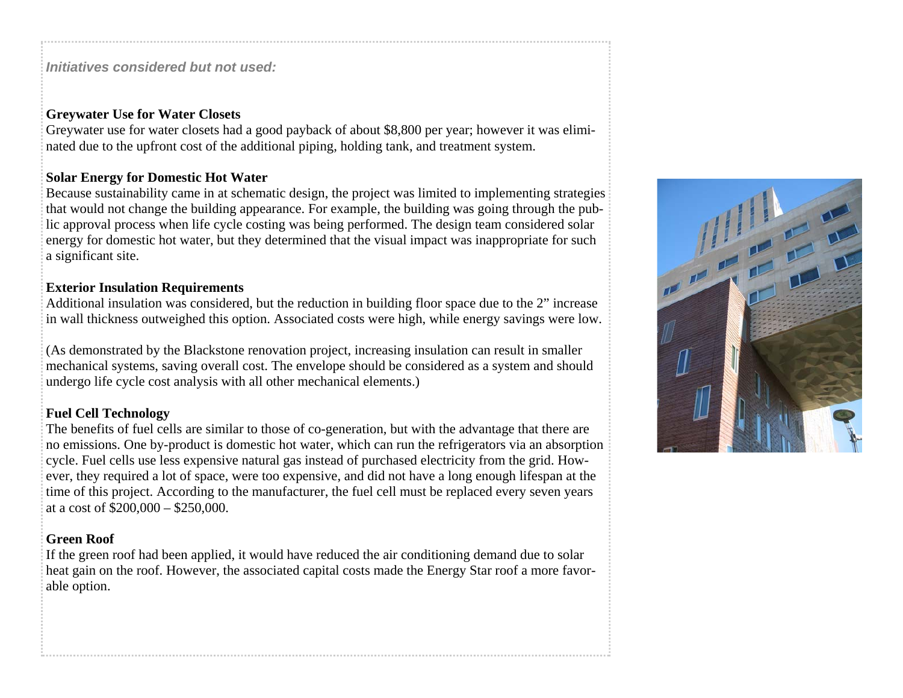*Initiatives considered but not used:*

**Greywater Use for Water Closets**
Greywater use for water closets had a good payback of about $8,800 per year; however it was eliminated due to the upfront cost of the additional piping, holding tank, and treatment system.

**Solar Energy for Domestic Hot Water**
Because sustainability came in at schematic design, the project was limited to implementing strategies that would not change the building appearance. For example, the building was going through the public approval process when life cycle costing was being performed. The design team considered solar energy for domestic hot water, but they determined that the visual impact was inappropriate for such a significant site.

**Exterior Insulation Requirements**
Additional insulation was considered, but the reduction in building floor space due to the 2" increase in wall thickness outweighed this option. Associated costs were high, while energy savings were low.

(As demonstrated by the Blackstone renovation project, increasing insulation can result in smaller mechanical systems, saving overall cost. The envelope should be considered as a system and should undergo life cycle cost analysis with all other mechanical elements.)

**Fuel Cell Technology**
The benefits of fuel cells are similar to those of co-generation, but with the advantage that there are no emissions. One by-product is domestic hot water, which can run the refrigerators via an absorption cycle. Fuel cells use less expensive natural gas instead of purchased electricity from the grid. However, they required a lot of space, were too expensive, and did not have a long enough lifespan at the time of this project. According to the manufacturer, the fuel cell must be replaced every seven years at a cost of $200,000 – $250,000.

**Green Roof**
If the green roof had been applied, it would have reduced the air conditioning demand due to solar heat gain on the roof. However, the associated capital costs made the Energy Star roof a more favorable option.